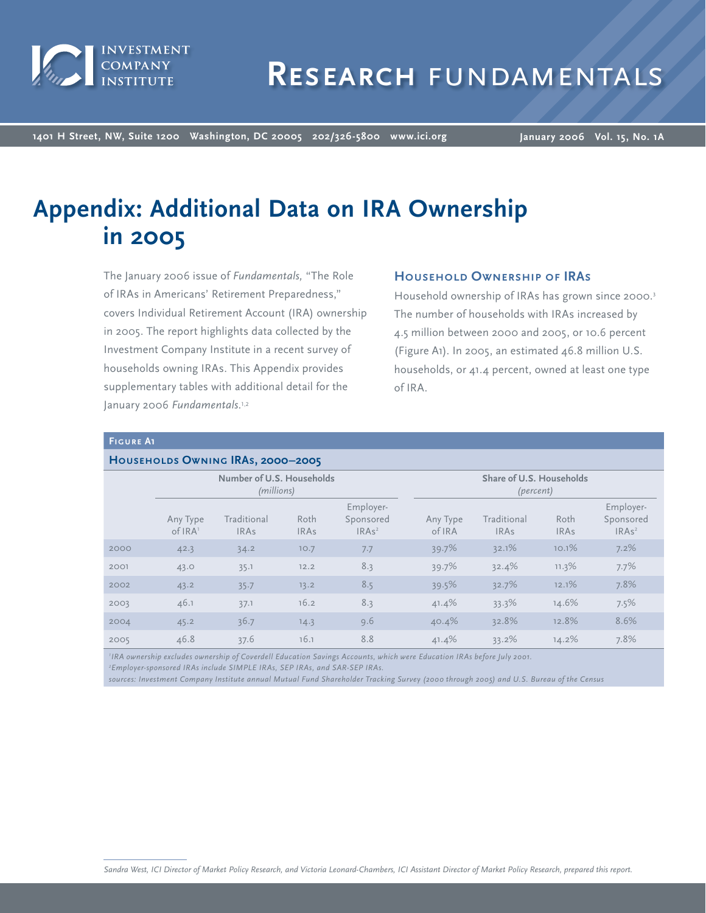# Research Fundamentals

## Appendix: Additional Data on IRA Ownership in 2005

The January 2006 issue of *Fundamentals,* "The Role of IRAs in Americans' Retirement Preparedness," covers Individual Retirement Account (IRA) ownership in 2005. The report highlights data collected by the Investment Company Institute in a recent survey of households owning IRAs. This Appendix provides supplementary tables with additional detail for the January 2006 *Fundamentals.*[1,2]

### Household Ownership of IRAs

Household ownership of IRAs has grown since 2000.[3] The number of households with IRAs increased by 4.5 million between 2000 and 2005, or 10.6 percent (Figure A1). In 2005, an estimated 46.8 million U.S. households, or 41.4 percent, owned at least one type of IRA.

**Figure A1**

**Households Owning IRAs, 2000–2005**

| | Number of U.S. Households *(millions)* | | | | Share of U.S. Households *(percent)* | | | |
|---|---|---|---|---|---|---|---|---|
| | Any Type of IRA[1] | Traditional IRAs | Roth IRAs | Employer-Sponsored IRAs[2] | Any Type of IRA | Traditional IRAs | Roth IRAs | Employer-Sponsored IRAs[2] |
| 2000 | 42.3 | 34.2 | 10.7 | 7.7 | 39.7% | 32.1% | 10.1% | 7.2% |
| 2001 | 43.0 | 35.1 | 12.2 | 8.3 | 39.7% | 32.4% | 11.3% | 7.7% |
| 2002 | 43.2 | 35.7 | 13.2 | 8.5 | 39.5% | 32.7% | 12.1% | 7.8% |
| 2003 | 46.1 | 37.1 | 16.2 | 8.3 | 41.4% | 33.3% | 14.6% | 7.5% |
| 2004 | 45.2 | 36.7 | 14.3 | 9.6 | 40.4% | 32.8% | 12.8% | 8.6% |
| 2005 | 46.8 | 37.6 | 16.1 | 8.8 | 41.4% | 33.2% | 14.2% | 7.8% |

*[1]IRA ownership excludes ownership of Coverdell Education Savings Accounts, which were Education IRAs before July 2001.*
*[2]Employer-sponsored IRAs include SIMPLE IRAs, SEP IRAs, and SAR-SEP IRAs.*
*sources: Investment Company Institute annual Mutual Fund Shareholder Tracking Survey (2000 through 2005) and U.S. Bureau of the Census*

*Sandra West, ICI Director of Market Policy Research, and Victoria Leonard-Chambers, ICI Assistant Director of Market Policy Research, prepared this report.*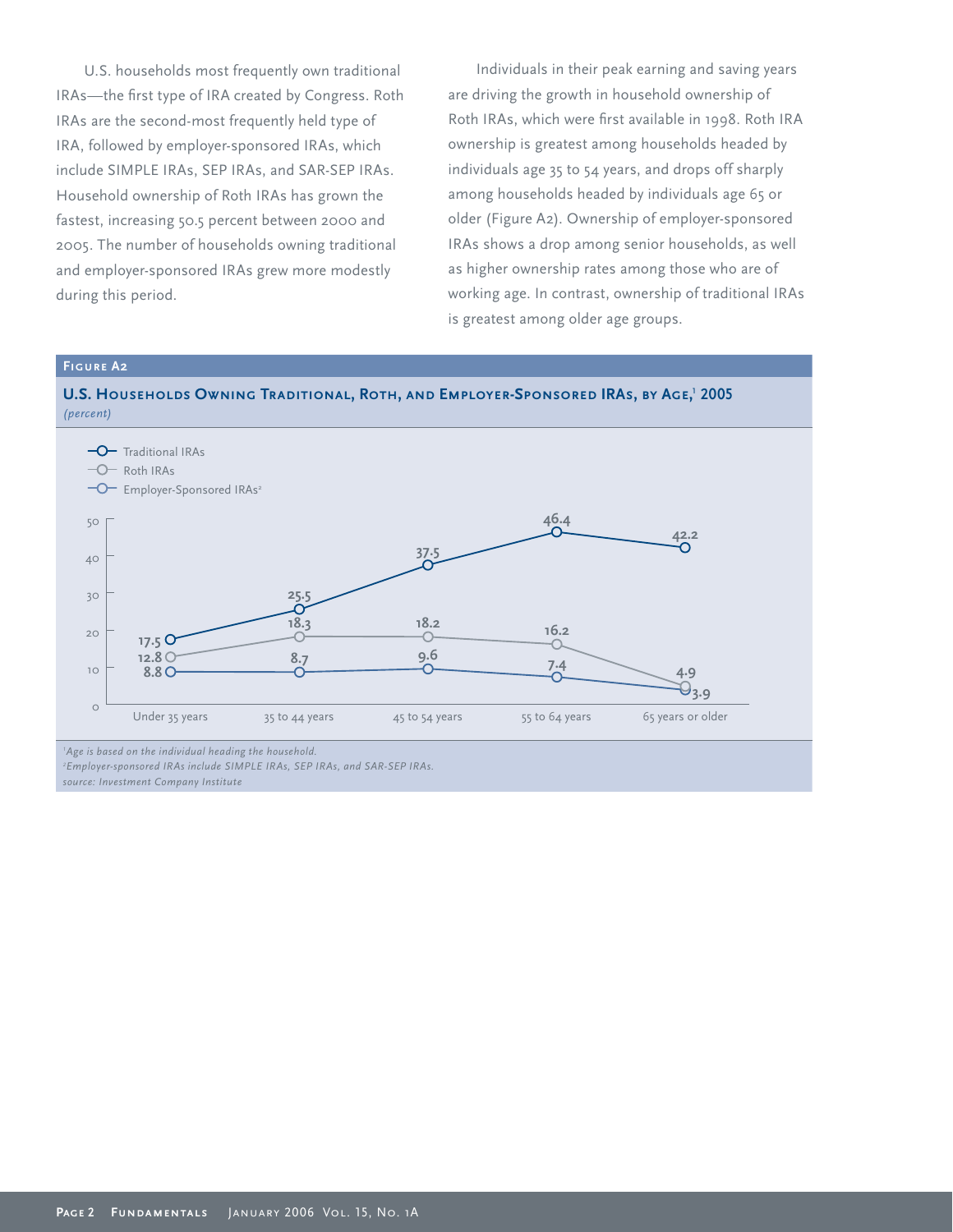U.S. households most frequently own traditional IRAs—the first type of IRA created by Congress. Roth IRAs are the second-most frequently held type of IRA, followed by employer-sponsored IRAs, which include SIMPLE IRAs, SEP IRAs, and SAR-SEP IRAs. Household ownership of Roth IRAs has grown the fastest, increasing 50.5 percent between 2000 and 2005. The number of households owning traditional and employer-sponsored IRAs grew more modestly during this period.

Individuals in their peak earning and saving years are driving the growth in household ownership of Roth IRAs, which were first available in 1998. Roth IRA ownership is greatest among households headed by individuals age 35 to 54 years, and drops off sharply among households headed by individuals age 65 or older (Figure A2). Ownership of employer-sponsored IRAs shows a drop among senior households, as well as higher ownership rates among those who are of working age. In contrast, ownership of traditional IRAs is greatest among older age groups.

**Figure A2**

**U.S. Households Owning Traditional, Roth, and Employer-Sponsored IRAs, by Age,[1] 2005**
*(percent)*

| | Under 35 years | 35 to 44 years | 45 to 54 years | 55 to 64 years | 65 years or older |
|---|---|---|---|---|---|
| Traditional IRAs | 17.5 | 25.5 | 37.5 | 46.4 | 42.2 |
| Roth IRAs | 12.8 | 18.3 | 18.2 | 16.2 | 4.9 |
| Employer-Sponsored IRAs[2] | 8.8 | 8.7 | 9.6 | 7.4 | 3.9 |

*[1]Age is based on the individual heading the household.*
*[2]Employer-sponsored IRAs include SIMPLE IRAs, SEP IRAs, and SAR-SEP IRAs.*
*source: Investment Company Institute*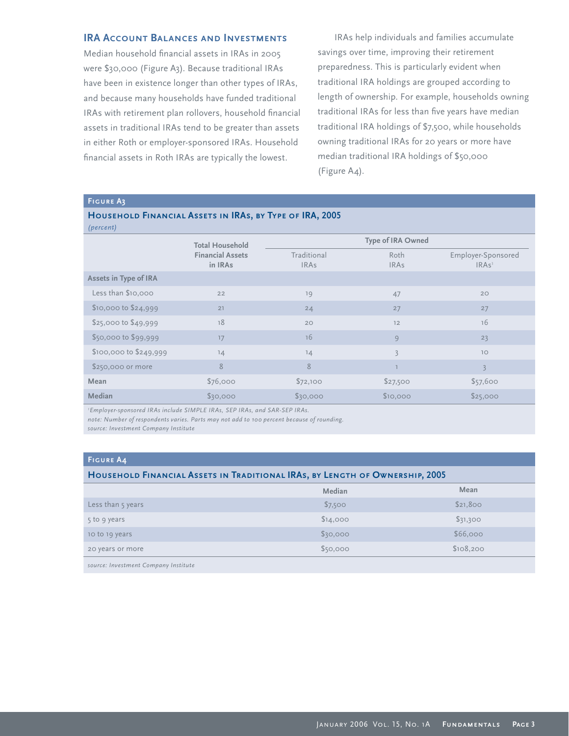## IRA Account Balances and Investments

Median household financial assets in IRAs in 2005 were $30,000 (Figure A3). Because traditional IRAs have been in existence longer than other types of IRAs, and because many households have funded traditional IRAs with retirement plan rollovers, household financial assets in traditional IRAs tend to be greater than assets in either Roth or employer-sponsored IRAs. Household financial assets in Roth IRAs are typically the lowest.

IRAs help individuals and families accumulate savings over time, improving their retirement preparedness. This is particularly evident when traditional IRA holdings are grouped according to length of ownership. For example, households owning traditional IRAs for less than five years have median traditional IRA holdings of $7,500, while households owning traditional IRAs for 20 years or more have median traditional IRA holdings of $50,000 (Figure A4).

**Figure A3**

**Household Financial Assets in IRAs, by Type of IRA, 2005**

*(percent)*

| | Total Household Financial Assets in IRAs | Type of IRA Owned | | |
|---|---|---|---|---|
| | | Traditional IRAs | Roth IRAs | Employer-Sponsored IRAs[1] |
| **Assets in Type of IRA** | | | | |
| Less than $10,000 | 22 | 19 | 47 | 20 |
| $10,000 to $24,999 | 21 | 24 | 27 | 27 |
| $25,000 to $49,999 | 18 | 20 | 12 | 16 |
| $50,000 to $99,999 | 17 | 16 | 9 | 23 |
| $100,000 to $249,999 | 14 | 14 | 3 | 10 |
| $250,000 or more | 8 | 8 | 1 | 3 |
| **Mean** | $76,000 | $72,100 | $27,500 | $57,600 |
| **Median** | $30,000 | $30,000 | $10,000 | $25,000 |

*[1]Employer-sponsored IRAs include SIMPLE IRAs, SEP IRAs, and SAR-SEP IRAs.*

*note: Number of respondents varies. Parts may not add to 100 percent because of rounding.*

*source: Investment Company Institute*

**Figure A4**

**Household Financial Assets in Traditional IRAs, by Length of Ownership, 2005**

| | Median | Mean |
|---|---|---|
| Less than 5 years | $7,500 | $21,800 |
| 5 to 9 years | $14,000 | $31,300 |
| 10 to 19 years | $30,000 | $66,000 |
| 20 years or more | $50,000 | $108,200 |

*source: Investment Company Institute*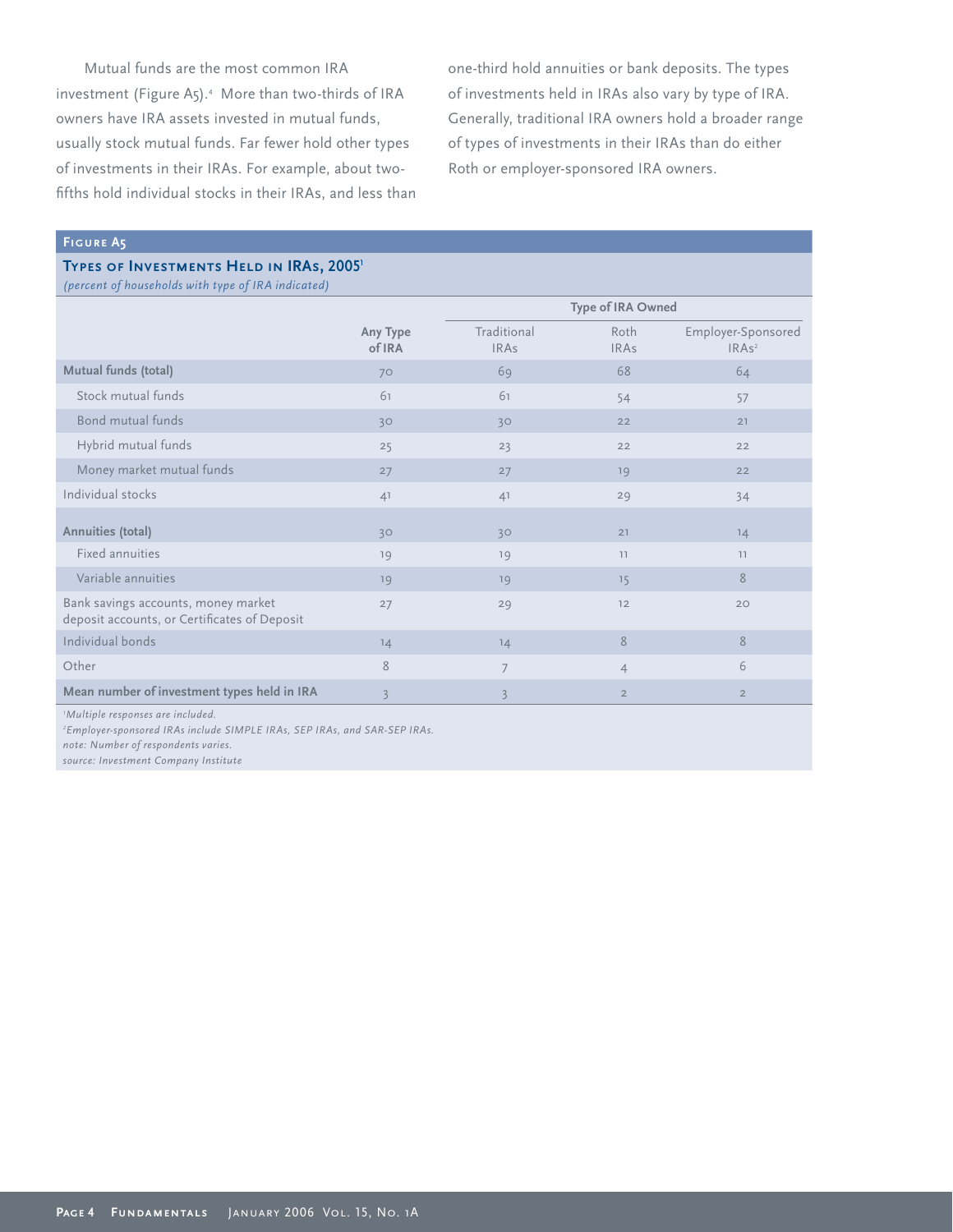Mutual funds are the most common IRA investment (Figure A5).[4] More than two-thirds of IRA owners have IRA assets invested in mutual funds, usually stock mutual funds. Far fewer hold other types of investments in their IRAs. For example, about two-fifths hold individual stocks in their IRAs, and less than one-third hold annuities or bank deposits. The types of investments held in IRAs also vary by type of IRA. Generally, traditional IRA owners hold a broader range of types of investments in their IRAs than do either Roth or employer-sponsored IRA owners.

**Figure A5**

**Types of Investments Held in IRAs, 2005[1]**

*(percent of households with type of IRA indicated)*

| | | Type of IRA Owned | | |
|---|---|---|---|---|
| | **Any Type of IRA** | Traditional IRAs | Roth IRAs | Employer-Sponsored IRAs[2] |
| **Mutual funds (total)** | 70 | 69 | 68 | 64 |
| Stock mutual funds | 61 | 61 | 54 | 57 |
| Bond mutual funds | 30 | 30 | 22 | 21 |
| Hybrid mutual funds | 25 | 23 | 22 | 22 |
| Money market mutual funds | 27 | 27 | 19 | 22 |
| Individual stocks | 41 | 41 | 29 | 34 |
| **Annuities (total)** | 30 | 30 | 21 | 14 |
| Fixed annuities | 19 | 19 | 11 | 11 |
| Variable annuities | 19 | 19 | 15 | 8 |
| Bank savings accounts, money market deposit accounts, or Certificates of Deposit | 27 | 29 | 12 | 20 |
| Individual bonds | 14 | 14 | 8 | 8 |
| Other | 8 | 7 | 4 | 6 |
| **Mean number of investment types held in IRA** | 3 | 3 | 2 | 2 |

*[1]Multiple responses are included.*

*[2]Employer-sponsored IRAs include SIMPLE IRAs, SEP IRAs, and SAR-SEP IRAs.*

*note: Number of respondents varies.*

*source: Investment Company Institute*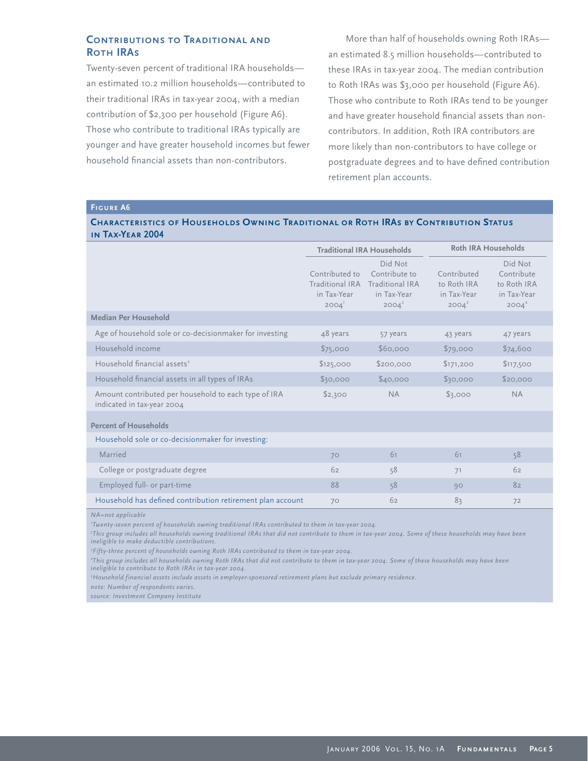## Contributions to Traditional and Roth IRAs

Twenty-seven percent of traditional IRA households—an estimated 10.2 million households—contributed to their traditional IRAs in tax-year 2004, with a median contribution of $2,300 per household (Figure A6). Those who contribute to traditional IRAs typically are younger and have greater household incomes but fewer household financial assets than non-contributors.

More than half of households owning Roth IRAs—an estimated 8.5 million households—contributed to these IRAs in tax-year 2004. The median contribution to Roth IRAs was $3,000 per household (Figure A6). Those who contribute to Roth IRAs tend to be younger and have greater household financial assets than non-contributors. In addition, Roth IRA contributors are more likely than non-contributors to have college or postgraduate degrees and to have defined contribution retirement plan accounts.

**Figure A6**

**Characteristics of Households Owning Traditional or Roth IRAs by Contribution Status in Tax-Year 2004**

| | Traditional IRA Households | | Roth IRA Households | |
|---|---|---|---|---|
| | Contributed to Traditional IRA in Tax-Year 2004[1] | Did Not Contribute to Traditional IRA in Tax-Year 2004[2] | Contributed to Roth IRA in Tax-Year 2004[3] | Did Not Contribute to Roth IRA in Tax-Year 2004[4] |
| **Median Per Household** | | | | |
| Age of household sole or co-decisionmaker for investing | 48 years | 57 years | 43 years | 47 years |
| Household income | $75,000 | $60,000 | $79,000 | $74,600 |
| Household financial assets[5] | $125,000 | $200,000 | $171,200 | $117,500 |
| Household financial assets in all types of IRAs | $30,000 | $40,000 | $30,000 | $20,000 |
| Amount contributed per household to each type of IRA indicated in tax-year 2004 | $2,300 | NA | $3,000 | NA |
| **Percent of Households** | | | | |
| Household sole or co-decisionmaker for investing: | | | | |
| Married | 70 | 61 | 61 | 58 |
| College or postgraduate degree | 62 | 58 | 71 | 62 |
| Employed full- or part-time | 88 | 58 | 90 | 82 |
| Household has defined contribution retirement plan account | 70 | 62 | 83 | 72 |

*NA=not applicable*

*[1]Twenty-seven percent of households owning traditional IRAs contributed to them in tax-year 2004.*

*[2]This group includes all households owning traditional IRAs that did not contribute to them in tax-year 2004. Some of these households may have been ineligible to make deductible contributions.*

*[3]Fifty-three percent of households owning Roth IRAs contributed to them in tax-year 2004.*

*[4]This group includes all households owning Roth IRAs that did not contribute to them in tax-year 2004. Some of these households may have been ineligible to contribute to Roth IRAs in tax-year 2004.*

*[5]Household financial assets include assets in employer-sponsored retirement plans but exclude primary residence.*

*note: Number of respondents varies.*

*source: Investment Company Institute*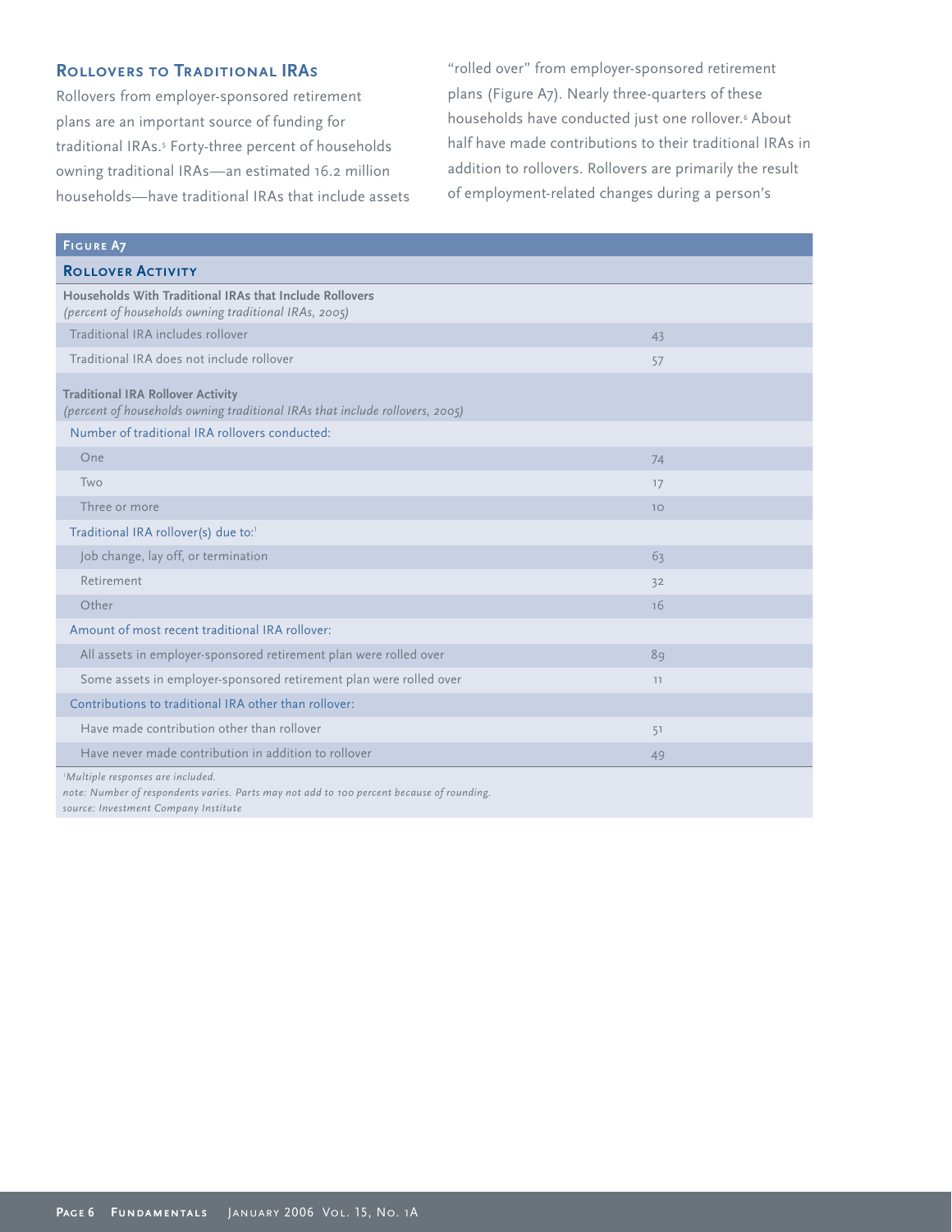### Rollovers to Traditional IRAs

Rollovers from employer-sponsored retirement plans are an important source of funding for traditional IRAs.[5] Forty-three percent of households owning traditional IRAs—an estimated 16.2 million households—have traditional IRAs that include assets "rolled over" from employer-sponsored retirement plans (Figure A7). Nearly three-quarters of these households have conducted just one rollover.[6] About half have made contributions to their traditional IRAs in addition to rollovers. Rollovers are primarily the result of employment-related changes during a person's

**Figure A7**

**Rollover Activity**

| | |
|---|---|
| **Households With Traditional IRAs that Include Rollovers** *(percent of households owning traditional IRAs, 2005)* | |
| Traditional IRA includes rollover | 43 |
| Traditional IRA does not include rollover | 57 |
| **Traditional IRA Rollover Activity** *(percent of households owning traditional IRAs that include rollovers, 2005)* | |
| Number of traditional IRA rollovers conducted: | |
| One | 74 |
| Two | 17 |
| Three or more | 10 |
| Traditional IRA rollover(s) due to:[1] | |
| Job change, lay off, or termination | 63 |
| Retirement | 32 |
| Other | 16 |
| Amount of most recent traditional IRA rollover: | |
| All assets in employer-sponsored retirement plan were rolled over | 89 |
| Some assets in employer-sponsored retirement plan were rolled over | 11 |
| Contributions to traditional IRA other than rollover: | |
| Have made contribution other than rollover | 51 |
| Have never made contribution in addition to rollover | 49 |

[1]*Multiple responses are included.*

*note: Number of respondents varies. Parts may not add to 100 percent because of rounding.*

*source: Investment Company Institute*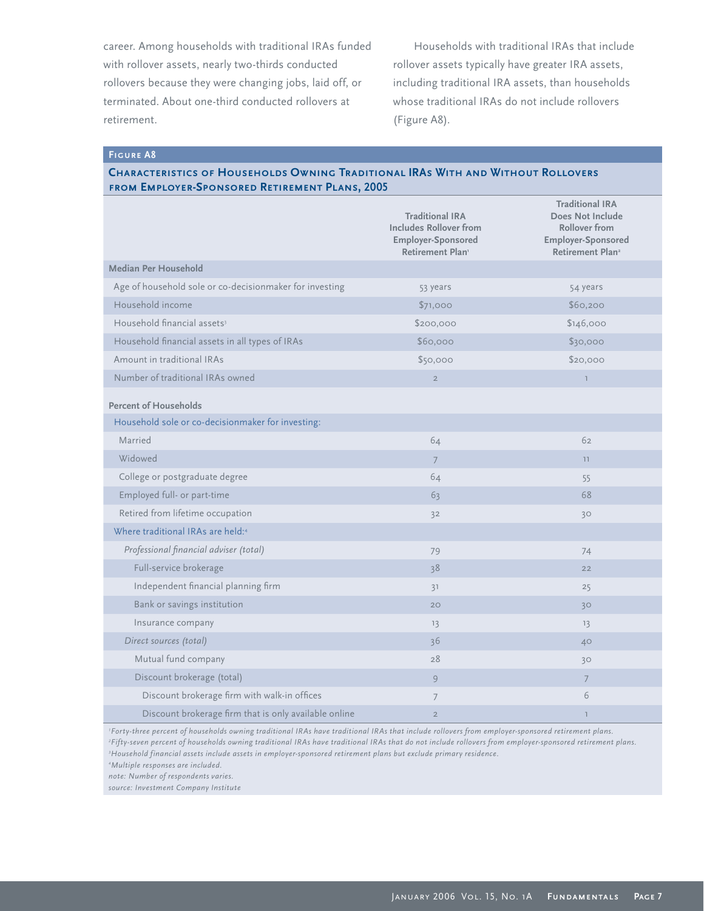career. Among households with traditional IRAs funded with rollover assets, nearly two-thirds conducted rollovers because they were changing jobs, laid off, or terminated. About one-third conducted rollovers at retirement.

Households with traditional IRAs that include rollover assets typically have greater IRA assets, including traditional IRA assets, than households whose traditional IRAs do not include rollovers (Figure A8).

**Figure A8**

**Characteristics of Households Owning Traditional IRAs With and Without Rollovers from Employer-Sponsored Retirement Plans, 2005**

| | Traditional IRA Includes Rollover from Employer-Sponsored Retirement Plan[1] | Traditional IRA Does Not Include Rollover from Employer-Sponsored Retirement Plan[2] |
|---|---|---|
| **Median Per Household** | | |
| Age of household sole or co-decisionmaker for investing | 53 years | 54 years |
| Household income | $71,000 | $60,200 |
| Household financial assets[3] | $200,000 | $146,000 |
| Household financial assets in all types of IRAs | $60,000 | $30,000 |
| Amount in traditional IRAs | $50,000 | $20,000 |
| Number of traditional IRAs owned | 2 | 1 |
| **Percent of Households** | | |
| Household sole or co-decisionmaker for investing: | | |
| Married | 64 | 62 |
| Widowed | 7 | 11 |
| College or postgraduate degree | 64 | 55 |
| Employed full- or part-time | 63 | 68 |
| Retired from lifetime occupation | 32 | 30 |
| Where traditional IRAs are held:[4] | | |
| *Professional financial adviser (total)* | 79 | 74 |
| Full-service brokerage | 38 | 22 |
| Independent financial planning firm | 31 | 25 |
| Bank or savings institution | 20 | 30 |
| Insurance company | 13 | 13 |
| *Direct sources (total)* | 36 | 40 |
| Mutual fund company | 28 | 30 |
| Discount brokerage (total) | 9 | 7 |
| Discount brokerage firm with walk-in offices | 7 | 6 |
| Discount brokerage firm that is only available online | 2 | 1 |

*[1]Forty-three percent of households owning traditional IRAs have traditional IRAs that include rollovers from employer-sponsored retirement plans.*

*[2]Fifty-seven percent of households owning traditional IRAs have traditional IRAs that do not include rollovers from employer-sponsored retirement plans.*

*[3]Household financial assets include assets in employer-sponsored retirement plans but exclude primary residence.*

*[4]Multiple responses are included.*

*note: Number of respondents varies.*

*source: Investment Company Institute*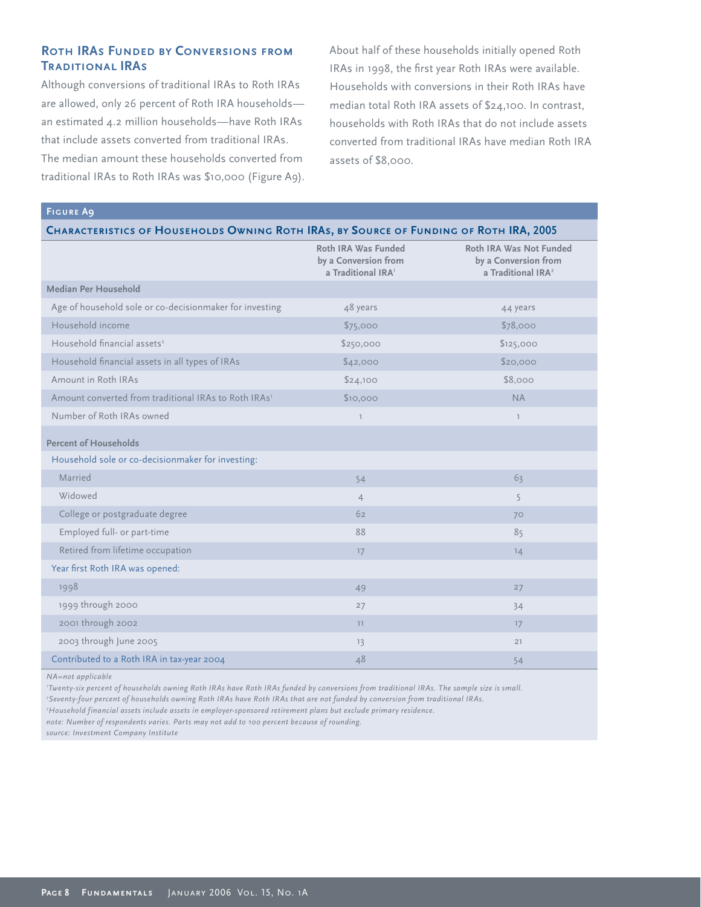## Roth IRAs Funded by Conversions from Traditional IRAs

Although conversions of traditional IRAs to Roth IRAs are allowed, only 26 percent of Roth IRA households—an estimated 4.2 million households—have Roth IRAs that include assets converted from traditional IRAs. The median amount these households converted from traditional IRAs to Roth IRAs was $10,000 (Figure A9).

About half of these households initially opened Roth IRAs in 1998, the first year Roth IRAs were available. Households with conversions in their Roth IRAs have median total Roth IRA assets of $24,100. In contrast, households with Roth IRAs that do not include assets converted from traditional IRAs have median Roth IRA assets of $8,000.

**Figure A9**

**Characteristics of Households Owning Roth IRAs, by Source of Funding of Roth IRA, 2005**

| | Roth IRA Was Funded by a Conversion from a Traditional IRA[1] | Roth IRA Was Not Funded by a Conversion from a Traditional IRA[2] |
|---|---|---|
| **Median Per Household** | | |
| Age of household sole or co-decisionmaker for investing | 48 years | 44 years |
| Household income | $75,000 | $78,000 |
| Household financial assets[3] | $250,000 | $125,000 |
| Household financial assets in all types of IRAs | $42,000 | $20,000 |
| Amount in Roth IRAs | $24,100 | $8,000 |
| Amount converted from traditional IRAs to Roth IRAs[1] | $10,000 | NA |
| Number of Roth IRAs owned | 1 | 1 |
| **Percent of Households** | | |
| Household sole or co-decisionmaker for investing: | | |
| Married | 54 | 63 |
| Widowed | 4 | 5 |
| College or postgraduate degree | 62 | 70 |
| Employed full- or part-time | 88 | 85 |
| Retired from lifetime occupation | 17 | 14 |
| Year first Roth IRA was opened: | | |
| 1998 | 49 | 27 |
| 1999 through 2000 | 27 | 34 |
| 2001 through 2002 | 11 | 17 |
| 2003 through June 2005 | 13 | 21 |
| Contributed to a Roth IRA in tax-year 2004 | 48 | 54 |

*NA=not applicable*

*[1]Twenty-six percent of households owning Roth IRAs have Roth IRAs funded by conversions from traditional IRAs. The sample size is small.*

*[2]Seventy-four percent of households owning Roth IRAs have Roth IRAs that are not funded by conversion from traditional IRAs.*

*[3]Household financial assets include assets in employer-sponsored retirement plans but exclude primary residence.*

*note: Number of respondents varies. Parts may not add to 100 percent because of rounding.*

*source: Investment Company Institute*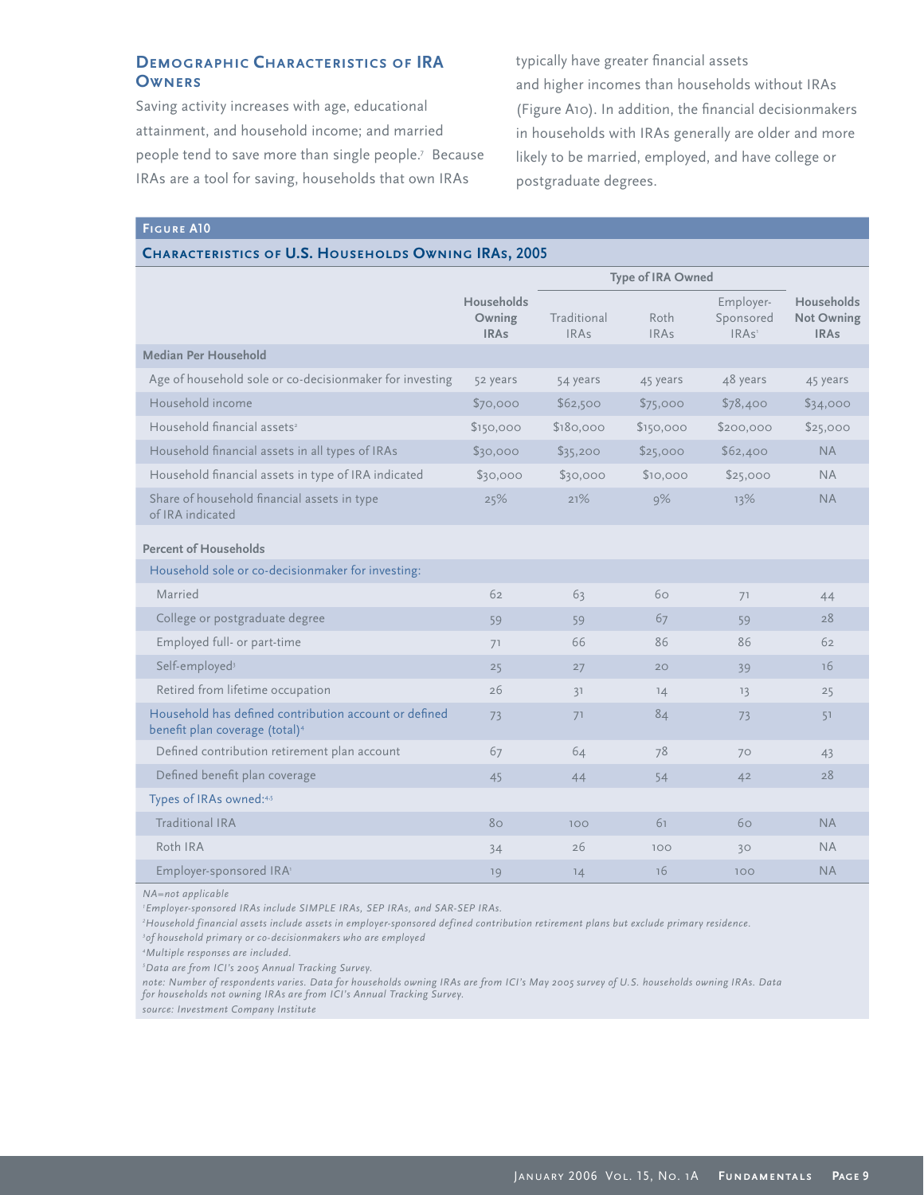### Demographic Characteristics of IRA Owners

Saving activity increases with age, educational attainment, and household income; and married people tend to save more than single people.[7] Because IRAs are a tool for saving, households that own IRAs typically have greater financial assets and higher incomes than households without IRAs (Figure A10). In addition, the financial decisionmakers in households with IRAs generally are older and more likely to be married, employed, and have college or postgraduate degrees.

**Figure A10**

**Characteristics of U.S. Households Owning IRAs, 2005**

| | Households Owning IRAs | Type of IRA Owned | | | Households Not Owning IRAs |
|---|---|---|---|---|---|
| | | Traditional IRAs | Roth IRAs | Employer-Sponsored IRAs[1] | |
| **Median Per Household** | | | | | |
| Age of household sole or co-decisionmaker for investing | 52 years | 54 years | 45 years | 48 years | 45 years |
| Household income | $70,000 | $62,500 | $75,000 | $78,400 | $34,000 |
| Household financial assets[2] | $150,000 | $180,000 | $150,000 | $200,000 | $25,000 |
| Household financial assets in all types of IRAs | $30,000 | $35,200 | $25,000 | $62,400 | NA |
| Household financial assets in type of IRA indicated | $30,000 | $30,000 | $10,000 | $25,000 | NA |
| Share of household financial assets in type of IRA indicated | 25% | 21% | 9% | 13% | NA |
| **Percent of Households** | | | | | |
| Household sole or co-decisionmaker for investing: | | | | | |
| Married | 62 | 63 | 60 | 71 | 44 |
| College or postgraduate degree | 59 | 59 | 67 | 59 | 28 |
| Employed full- or part-time | 71 | 66 | 86 | 86 | 62 |
| Self-employed[3] | 25 | 27 | 20 | 39 | 16 |
| Retired from lifetime occupation | 26 | 31 | 14 | 13 | 25 |
| Household has defined contribution account or defined benefit plan coverage (total)[4] | 73 | 71 | 84 | 73 | 51 |
| Defined contribution retirement plan account | 67 | 64 | 78 | 70 | 43 |
| Defined benefit plan coverage | 45 | 44 | 54 | 42 | 28 |
| Types of IRAs owned:[4,5] | | | | | |
| Traditional IRA | 80 | 100 | 61 | 60 | NA |
| Roth IRA | 34 | 26 | 100 | 30 | NA |
| Employer-sponsored IRA[1] | 19 | 14 | 16 | 100 | NA |

*NA=not applicable*

*[1]Employer-sponsored IRAs include SIMPLE IRAs, SEP IRAs, and SAR-SEP IRAs.*

*[2]Household financial assets include assets in employer-sponsored defined contribution retirement plans but exclude primary residence.*

*[3]of household primary or co-decisionmakers who are employed*

*[4]Multiple responses are included.*

*[5]Data are from ICI's 2005 Annual Tracking Survey.*

*note: Number of respondents varies. Data for households owning IRAs are from ICI's May 2005 survey of U.S. households owning IRAs. Data for households not owning IRAs are from ICI's Annual Tracking Survey.*

*source: Investment Company Institute*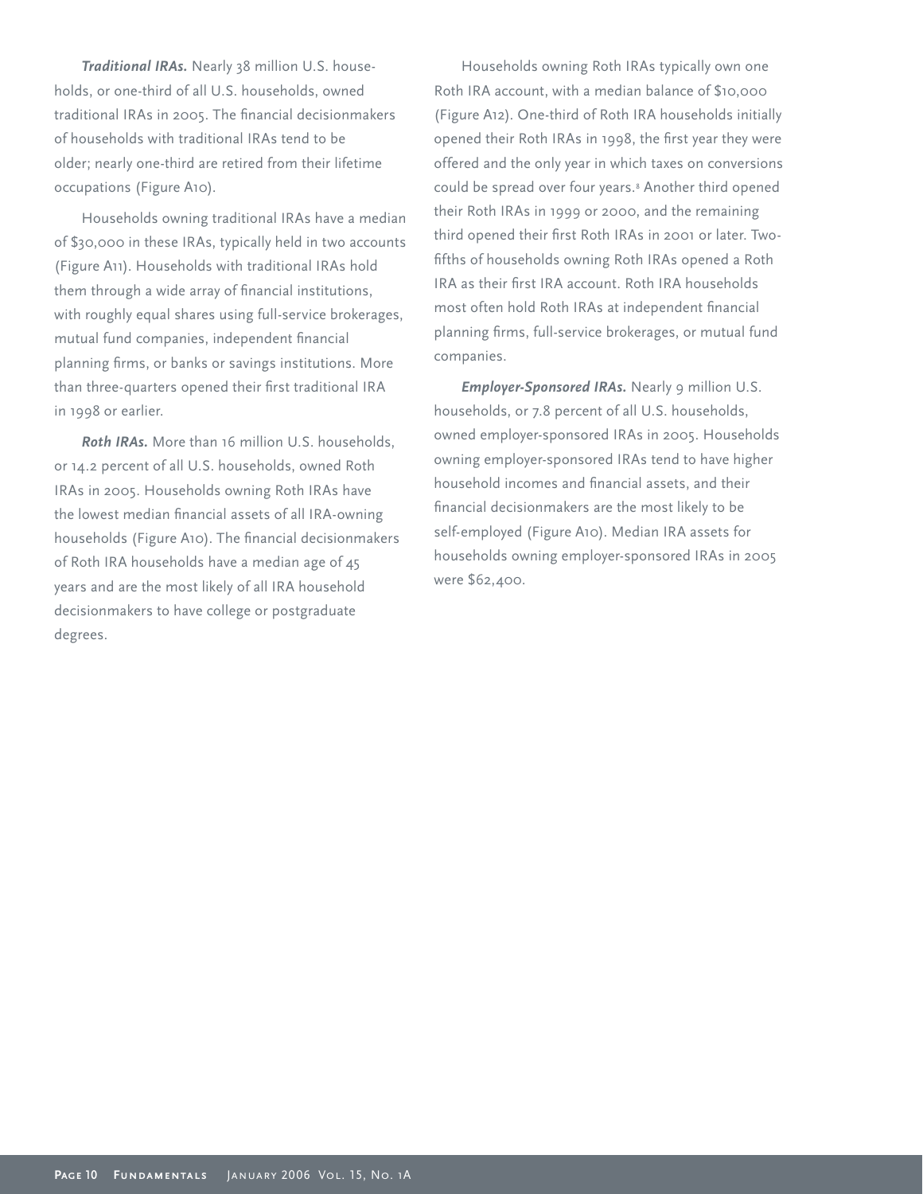***Traditional IRAs.*** Nearly 38 million U.S. households, or one-third of all U.S. households, owned traditional IRAs in 2005. The financial decisionmakers of households with traditional IRAs tend to be older; nearly one-third are retired from their lifetime occupations (Figure A10).

Households owning traditional IRAs have a median of $30,000 in these IRAs, typically held in two accounts (Figure A11). Households with traditional IRAs hold them through a wide array of financial institutions, with roughly equal shares using full-service brokerages, mutual fund companies, independent financial planning firms, or banks or savings institutions. More than three-quarters opened their first traditional IRA in 1998 or earlier.

***Roth IRAs.*** More than 16 million U.S. households, or 14.2 percent of all U.S. households, owned Roth IRAs in 2005. Households owning Roth IRAs have the lowest median financial assets of all IRA-owning households (Figure A10). The financial decisionmakers of Roth IRA households have a median age of 45 years and are the most likely of all IRA household decisionmakers to have college or postgraduate degrees.

Households owning Roth IRAs typically own one Roth IRA account, with a median balance of $10,000 (Figure A12). One-third of Roth IRA households initially opened their Roth IRAs in 1998, the first year they were offered and the only year in which taxes on conversions could be spread over four years.[8] Another third opened their Roth IRAs in 1999 or 2000, and the remaining third opened their first Roth IRAs in 2001 or later. Two-fifths of households owning Roth IRAs opened a Roth IRA as their first IRA account. Roth IRA households most often hold Roth IRAs at independent financial planning firms, full-service brokerages, or mutual fund companies.

***Employer-Sponsored IRAs.*** Nearly 9 million U.S. households, or 7.8 percent of all U.S. households, owned employer-sponsored IRAs in 2005. Households owning employer-sponsored IRAs tend to have higher household incomes and financial assets, and their financial decisionmakers are the most likely to be self-employed (Figure A10). Median IRA assets for households owning employer-sponsored IRAs in 2005 were $62,400.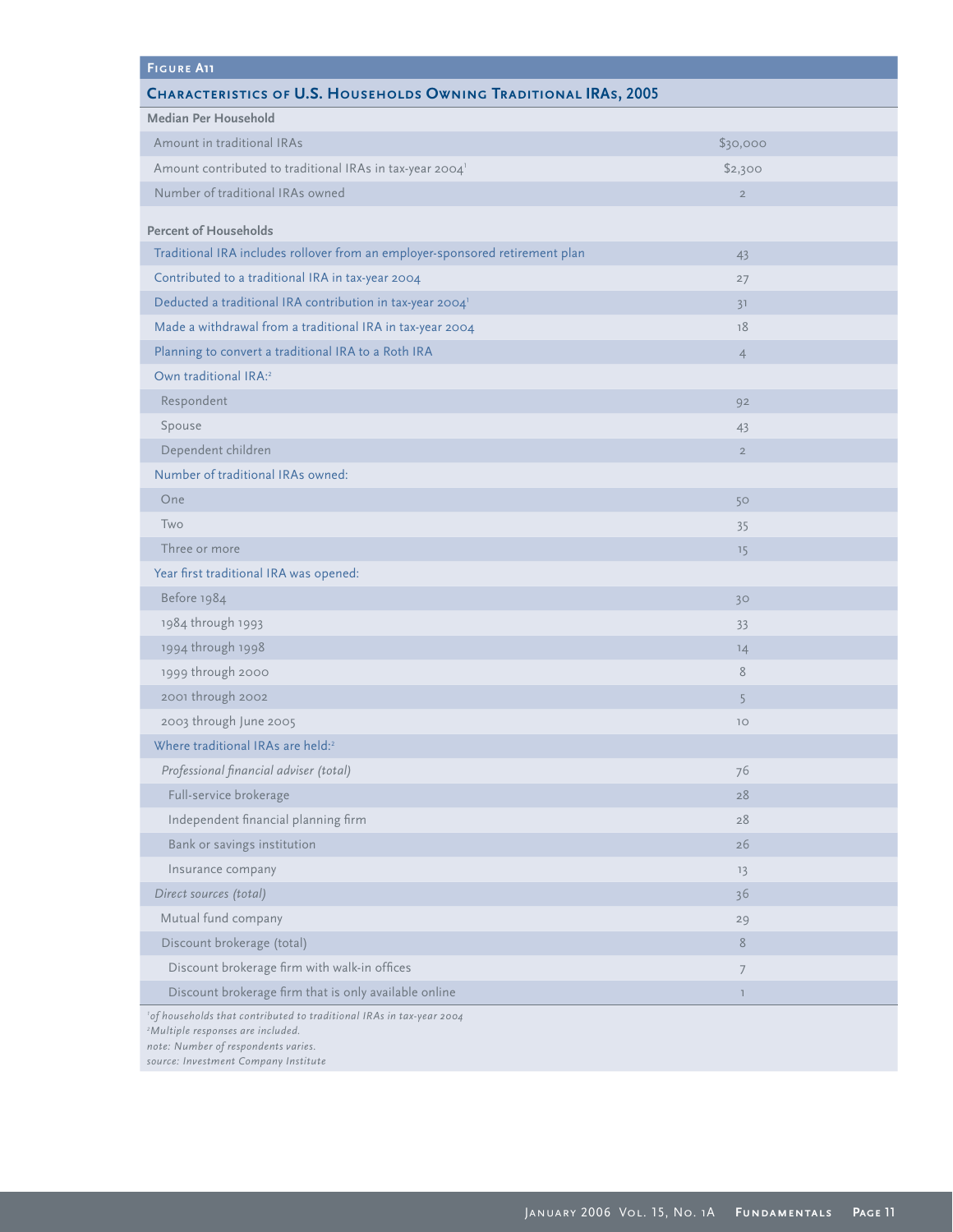**Figure A11**

**Characteristics of U.S. Households Owning Traditional IRAs, 2005**

| **Median Per Household** | |
|---|---|
| Amount in traditional IRAs | $30,000 |
| Amount contributed to traditional IRAs in tax-year 2004[1] | $2,300 |
| Number of traditional IRAs owned | 2 |
| **Percent of Households** | |
| Traditional IRA includes rollover from an employer-sponsored retirement plan | 43 |
| Contributed to a traditional IRA in tax-year 2004 | 27 |
| Deducted a traditional IRA contribution in tax-year 2004[1] | 31 |
| Made a withdrawal from a traditional IRA in tax-year 2004 | 18 |
| Planning to convert a traditional IRA to a Roth IRA | 4 |
| Own traditional IRA:[2] | |
| Respondent | 92 |
| Spouse | 43 |
| Dependent children | 2 |
| Number of traditional IRAs owned: | |
| One | 50 |
| Two | 35 |
| Three or more | 15 |
| Year first traditional IRA was opened: | |
| Before 1984 | 30 |
| 1984 through 1993 | 33 |
| 1994 through 1998 | 14 |
| 1999 through 2000 | 8 |
| 2001 through 2002 | 5 |
| 2003 through June 2005 | 10 |
| Where traditional IRAs are held:[2] | |
| *Professional financial adviser (total)* | 76 |
| Full-service brokerage | 28 |
| Independent financial planning firm | 28 |
| Bank or savings institution | 26 |
| Insurance company | 13 |
| *Direct sources (total)* | 36 |
| Mutual fund company | 29 |
| Discount brokerage (total) | 8 |
| Discount brokerage firm with walk-in offices | 7 |
| Discount brokerage firm that is only available online | 1 |

*[1] of households that contributed to traditional IRAs in tax-year 2004*
*[2] Multiple responses are included.*
*note: Number of respondents varies.*
*source: Investment Company Institute*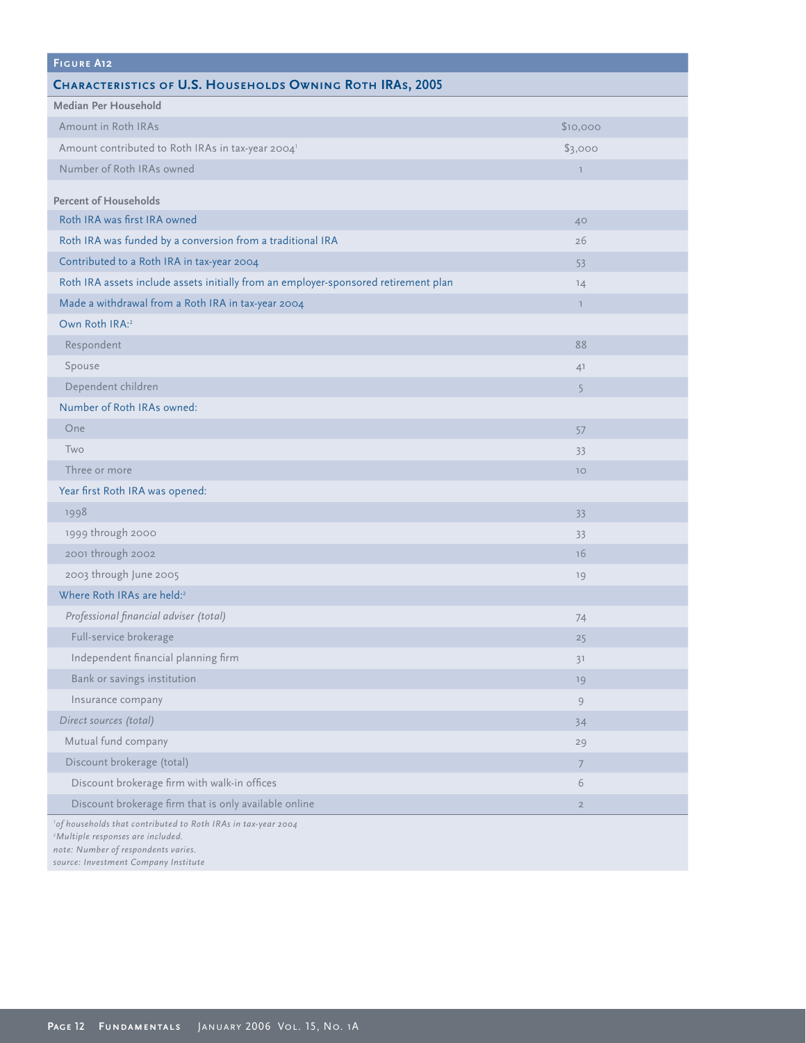**Figure A12**

## Characteristics of U.S. Households Owning Roth IRAs, 2005

| | |
|---|---|
| **Median Per Household** | |
| Amount in Roth IRAs | $10,000 |
| Amount contributed to Roth IRAs in tax-year 2004[1] | $3,000 |
| Number of Roth IRAs owned | 1 |
| **Percent of Households** | |
| Roth IRA was first IRA owned | 40 |
| Roth IRA was funded by a conversion from a traditional IRA | 26 |
| Contributed to a Roth IRA in tax-year 2004 | 53 |
| Roth IRA assets include assets initially from an employer-sponsored retirement plan | 14 |
| Made a withdrawal from a Roth IRA in tax-year 2004 | 1 |
| Own Roth IRA:[2] | |
| Respondent | 88 |
| Spouse | 41 |
| Dependent children | 5 |
| Number of Roth IRAs owned: | |
| One | 57 |
| Two | 33 |
| Three or more | 10 |
| Year first Roth IRA was opened: | |
| 1998 | 33 |
| 1999 through 2000 | 33 |
| 2001 through 2002 | 16 |
| 2003 through June 2005 | 19 |
| Where Roth IRAs are held:[2] | |
| *Professional financial adviser (total)* | 74 |
| Full-service brokerage | 25 |
| Independent financial planning firm | 31 |
| Bank or savings institution | 19 |
| Insurance company | 9 |
| *Direct sources (total)* | 34 |
| Mutual fund company | 29 |
| Discount brokerage (total) | 7 |
| Discount brokerage firm with walk-in offices | 6 |
| Discount brokerage firm that is only available online | 2 |

[1]*of households that contributed to Roth IRAs in tax-year 2004*
[2]*Multiple responses are included.*
*note: Number of respondents varies.*
*source: Investment Company Institute*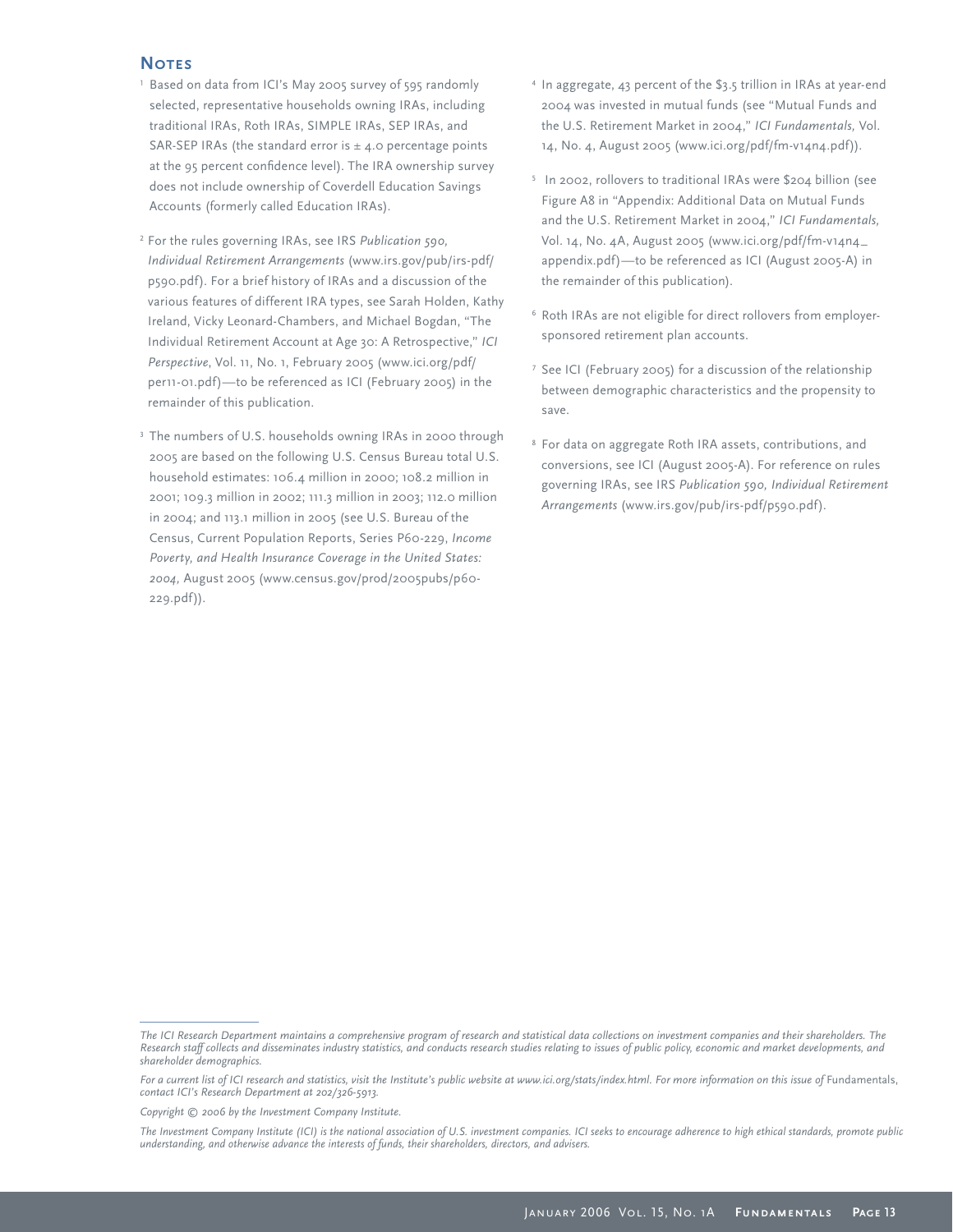## Notes

[1] Based on data from ICI's May 2005 survey of 595 randomly selected, representative households owning IRAs, including traditional IRAs, Roth IRAs, SIMPLE IRAs, SEP IRAs, and SAR-SEP IRAs (the standard error is ± 4.0 percentage points at the 95 percent confidence level). The IRA ownership survey does not include ownership of Coverdell Education Savings Accounts (formerly called Education IRAs).

[2] For the rules governing IRAs, see IRS *Publication 590, Individual Retirement Arrangements* (www.irs.gov/pub/irs-pdf/p590.pdf). For a brief history of IRAs and a discussion of the various features of different IRA types, see Sarah Holden, Kathy Ireland, Vicky Leonard-Chambers, and Michael Bogdan, "The Individual Retirement Account at Age 30: A Retrospective," *ICI Perspective*, Vol. 11, No. 1, February 2005 (www.ici.org/pdf/per11-01.pdf)—to be referenced as ICI (February 2005) in the remainder of this publication.

[3] The numbers of U.S. households owning IRAs in 2000 through 2005 are based on the following U.S. Census Bureau total U.S. household estimates: 106.4 million in 2000; 108.2 million in 2001; 109.3 million in 2002; 111.3 million in 2003; 112.0 million in 2004; and 113.1 million in 2005 (see U.S. Bureau of the Census, Current Population Reports, Series P60-229, *Income Poverty, and Health Insurance Coverage in the United States: 2004*, August 2005 (www.census.gov/prod/2005pubs/p60-229.pdf)).

[4] In aggregate, 43 percent of the $3.5 trillion in IRAs at year-end 2004 was invested in mutual funds (see "Mutual Funds and the U.S. Retirement Market in 2004," *ICI Fundamentals,* Vol. 14, No. 4, August 2005 (www.ici.org/pdf/fm-v14n4.pdf)).

[5] In 2002, rollovers to traditional IRAs were $204 billion (see Figure A8 in "Appendix: Additional Data on Mutual Funds and the U.S. Retirement Market in 2004," *ICI Fundamentals,* Vol. 14, No. 4A, August 2005 (www.ici.org/pdf/fm-v14n4_appendix.pdf)—to be referenced as ICI (August 2005-A) in the remainder of this publication).

[6] Roth IRAs are not eligible for direct rollovers from employer-sponsored retirement plan accounts.

[7] See ICI (February 2005) for a discussion of the relationship between demographic characteristics and the propensity to save.

[8] For data on aggregate Roth IRA assets, contributions, and conversions, see ICI (August 2005-A). For reference on rules governing IRAs, see IRS *Publication 590, Individual Retirement Arrangements* (www.irs.gov/pub/irs-pdf/p590.pdf).

---

*The ICI Research Department maintains a comprehensive program of research and statistical data collections on investment companies and their shareholders. The Research staff collects and disseminates industry statistics, and conducts research studies relating to issues of public policy, economic and market developments, and shareholder demographics.*

*For a current list of ICI research and statistics, visit the Institute's public website at www.ici.org/stats/index.html. For more information on this issue of* Fundamentals, *contact ICI's Research Department at 202/326-5913.*

*Copyright © 2006 by the Investment Company Institute.*

*The Investment Company Institute (ICI) is the national association of U.S. investment companies. ICI seeks to encourage adherence to high ethical standards, promote public understanding, and otherwise advance the interests of funds, their shareholders, directors, and advisers.*